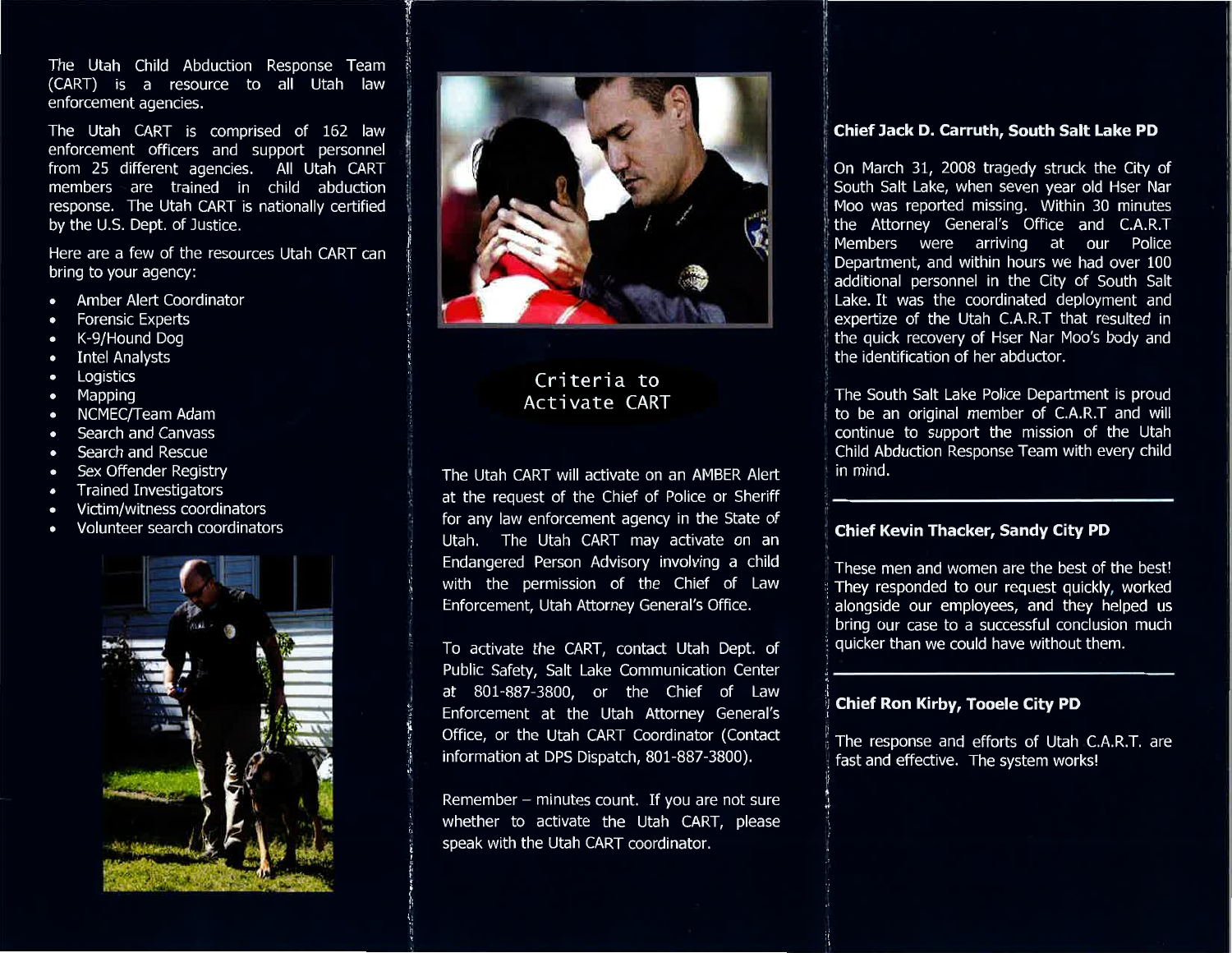The Utah Child Abduction Response Team (CART) is a resource to all Utah law enforcement agencies.

The Utah CART is comprised of 162 law enforcement officers and support personnel from 25 different agencies. All Utah CART members are trained in child abduction response. The Utah CART is nationally certified by the U.S. Dept. of Justice.

Here are a few of the resources Utah CART can bring to your agency:

- Amber Alert Coordinator
- Forensic Experts
- K-9/Hound Dog
- Intel Analysts
- Logistics
- Mapping
- NCMEC/Team Adam
- Search and Canvass
- Search and Rescue
- Sex Offender Registry
- Trained Investigators
- Victim/witness coordinators
- Volunteer search coordinators

## Criteria to Activate CART

The Utah CART will activate on an AMBER Alert at the request of the Chief of Police or Sheriff for any law enforcement agency in the State of Utah. The Utah CART may activate on an Endangered Person Advisory involving a child with the permission of the Chief of Law Enforcement, Utah Attorney General's Office.

To activate the CART, contact Utah Dept. of Public Safety, Salt Lake Communication Center at 801-887-3800, or the Chief of Law Enforcement at the Utah Attorney General's Office, or the Utah CART Coordinator (Contact information at DPS Dispatch, 801-887-3800).

Remember – minutes count. If you are not sure whether to activate the Utah CART, please speak with the Utah CART coordinator.

### Chief Jack D. Carruth, South Salt Lake PD

On March 31, 2008 tragedy struck the City of South Salt Lake, when seven year old Hser Nar Moo was reported missing. Within 30 minutes the Attorney General's Office and C.A.R.T Members were arriving at our Police Department, and within hours we had over 100 additional personnel in the City of South Salt Lake. It was the coordinated deployment and expertize of the Utah C.A.R.T that resulted in the quick recovery of Hser Nar Moo's body and the identification of her abductor.

The South Salt Lake Police Department is proud to be an original member of C.A.R.T and will continue to support the mission of the Utah Child Abduction Response Team with every child in mind.

---

### Chief Kevin Thacker, Sandy City PD

These men and women are the best of the best! They responded to our request quickly, worked alongside our employees, and they helped us bring our case to a successful conclusion much quicker than we could have without them.

---

### Chief Ron Kirby, Tooele City PD

The response and efforts of Utah C.A.R.T. are fast and effective. The system works!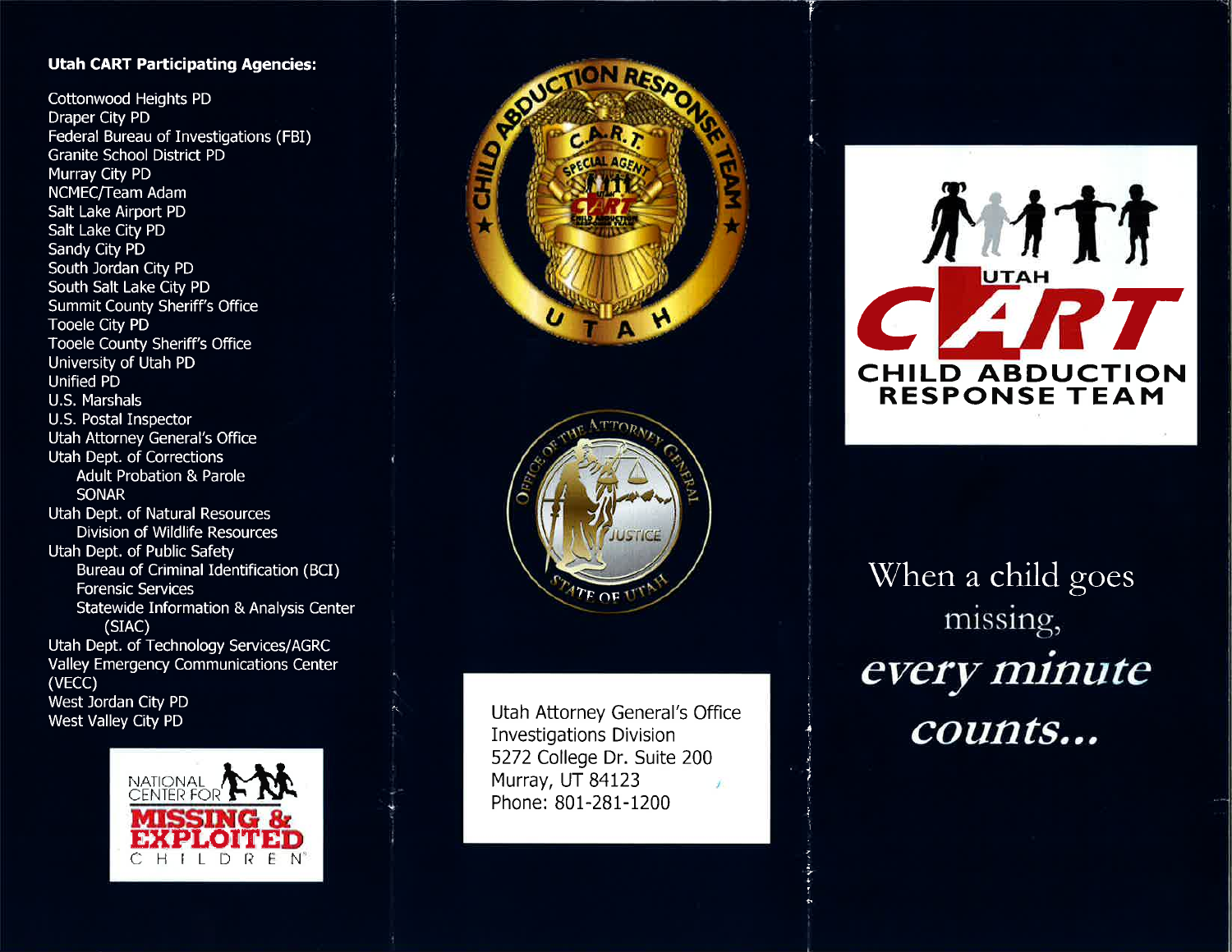**Utah CART Participating Agencies:**

Cottonwood Heights PD
Draper City PD
Federal Bureau of Investigations (FBI)
Granite School District PD
Murray City PD
NCMEC/Team Adam
Salt Lake Airport PD
Salt Lake City PD
Sandy City PD
South Jordan City PD
South Salt Lake City PD
Summit County Sheriff's Office
Tooele City PD
Tooele County Sheriff's Office
University of Utah PD
Unified PD
U.S. Marshals
U.S. Postal Inspector
Utah Attorney General's Office
Utah Dept. of Corrections
- Adult Probation & Parole
- SONAR

Utah Dept. of Natural Resources
- Division of Wildlife Resources

Utah Dept. of Public Safety
- Bureau of Criminal Identification (BCI)
- Forensic Services
- Statewide Information & Analysis Center (SIAC)

Utah Dept. of Technology Services/AGRC
Valley Emergency Communications Center (VECC)
West Jordan City PD
West Valley City PD

NATIONAL CENTER FOR MISSING & EXPLOITED CHILDREN

CHILD ABDUCTION RESPONSE TEAM
C.A.R.T. SPECIAL AGENT
UTAH

OFFICE OF THE ATTORNEY GENERAL
JUSTICE
STATE OF UTAH

Utah Attorney General's Office
Investigations Division
5272 College Dr. Suite 200
Murray, UT 84123
Phone: 801-281-1200

# UTAH CART
## CHILD ABDUCTION RESPONSE TEAM

When a child goes missing,
***every minute counts...***